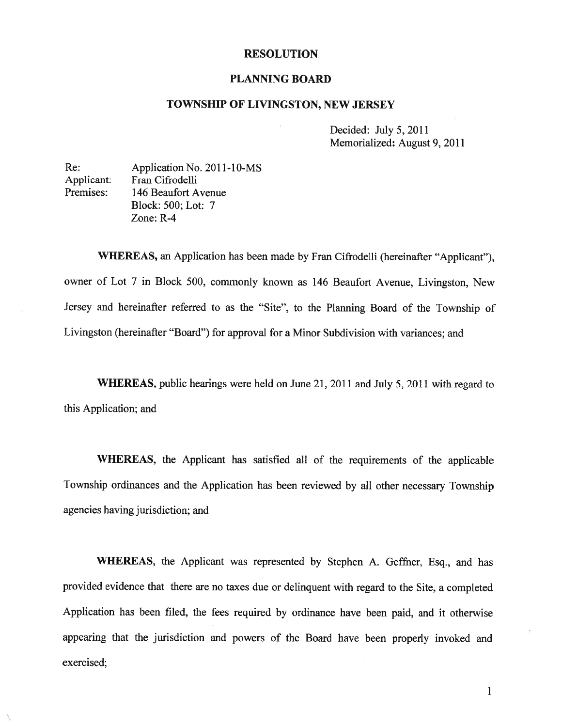# RESOLUTION

## PLANNING BOARD

## TOWNSHIP OF LIVINGSTON, NEW JERSEY

Decided: July 5, 2011
Memorialized: August 9, 2011

Re: Application No. 2011-10-MS
Applicant: Fran Cifrodelli
Premises: 146 Beaufort Avenue
Block: 500; Lot: 7
Zone: R-4

**WHEREAS,** an Application has been made by Fran Cifrodelli (hereinafter "Applicant"), owner of Lot 7 in Block 500, commonly known as 146 Beaufort Avenue, Livingston, New Jersey and hereinafter referred to as the "Site", to the Planning Board of the Township of Livingston (hereinafter "Board") for approval for a Minor Subdivision with variances; and

**WHEREAS,** public hearings were held on June 21, 2011 and July 5, 2011 with regard to this Application; and

**WHEREAS,** the Applicant has satisfied all of the requirements of the applicable Township ordinances and the Application has been reviewed by all other necessary Township agencies having jurisdiction; and

**WHEREAS,** the Applicant was represented by Stephen A. Geffner, Esq., and has provided evidence that there are no taxes due or delinquent with regard to the Site, a completed Application has been filed, the fees required by ordinance have been paid, and it otherwise appearing that the jurisdiction and powers of the Board have been properly invoked and exercised;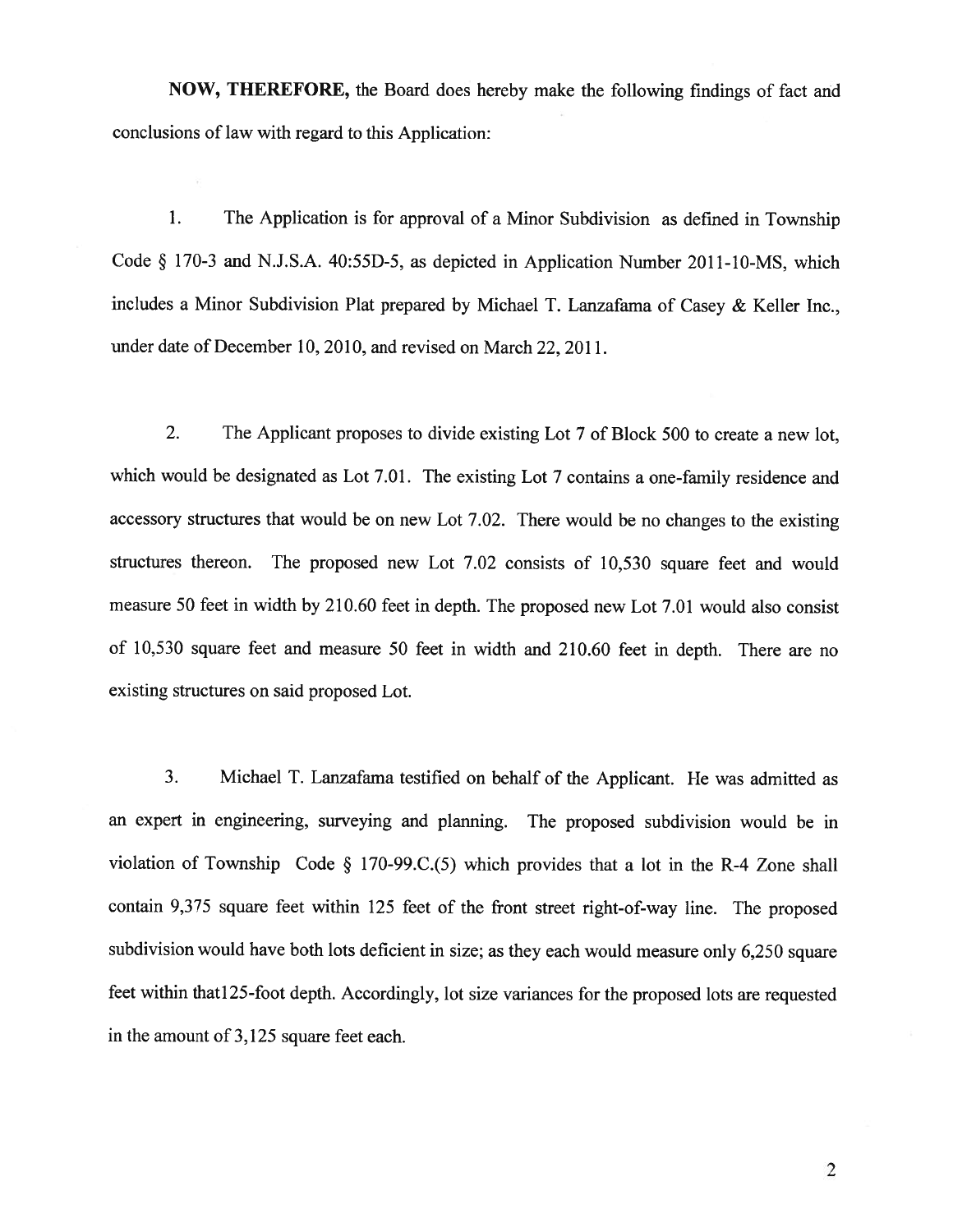**NOW, THEREFORE,** the Board does hereby make the following findings of fact and conclusions of law with regard to this Application:

1. The Application is for approval of a Minor Subdivision as defined in Township Code § 170-3 and N.J.S.A. 40:55D-5, as depicted in Application Number 2011-10-MS, which includes a Minor Subdivision Plat prepared by Michael T. Lanzafama of Casey & Keller Inc., under date of December 10, 2010, and revised on March 22, 2011.

2. The Applicant proposes to divide existing Lot 7 of Block 500 to create a new lot, which would be designated as Lot 7.01. The existing Lot 7 contains a one-family residence and accessory structures that would be on new Lot 7.02. There would be no changes to the existing structures thereon. The proposed new Lot 7.02 consists of 10,530 square feet and would measure 50 feet in width by 210.60 feet in depth. The proposed new Lot 7.01 would also consist of 10,530 square feet and measure 50 feet in width and 210.60 feet in depth. There are no existing structures on said proposed Lot.

3. Michael T. Lanzafama testified on behalf of the Applicant. He was admitted as an expert in engineering, surveying and planning. The proposed subdivision would be in violation of Township Code § 170-99.C.(5) which provides that a lot in the R-4 Zone shall contain 9,375 square feet within 125 feet of the front street right-of-way line. The proposed subdivision would have both lots deficient in size; as they each would measure only 6,250 square feet within that125-foot depth. Accordingly, lot size variances for the proposed lots are requested in the amount of 3,125 square feet each.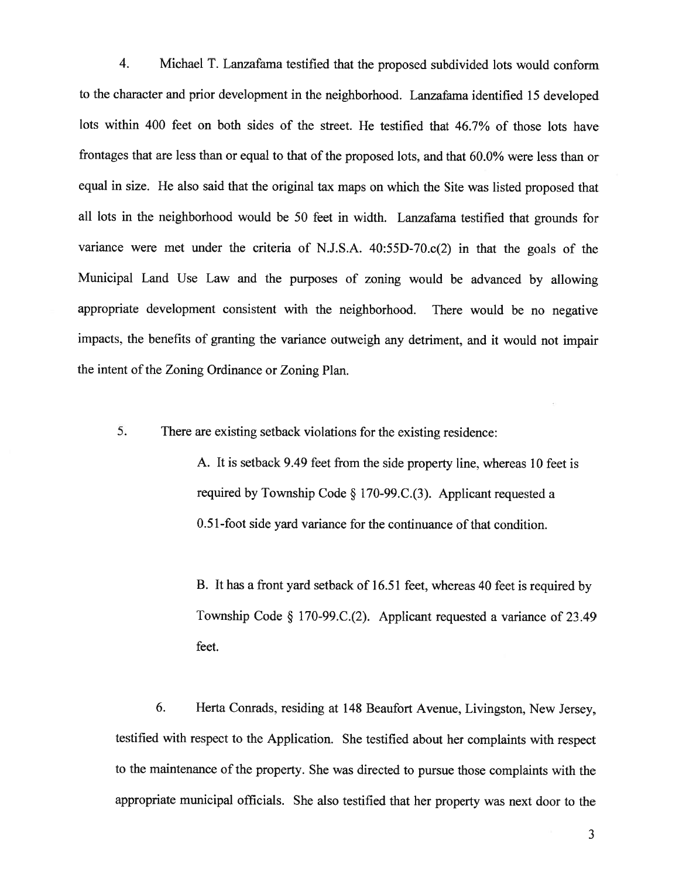4. Michael T. Lanzafama testified that the proposed subdivided lots would conform to the character and prior development in the neighborhood. Lanzafama identified 15 developed lots within 400 feet on both sides of the street. He testified that 46.7% of those lots have frontages that are less than or equal to that of the proposed lots, and that 60.0% were less than or equal in size. He also said that the original tax maps on which the Site was listed proposed that all lots in the neighborhood would be 50 feet in width. Lanzafama testified that grounds for variance were met under the criteria of N.J.S.A. 40:55D-70.c(2) in that the goals of the Municipal Land Use Law and the purposes of zoning would be advanced by allowing appropriate development consistent with the neighborhood. There would be no negative impacts, the benefits of granting the variance outweigh any detriment, and it would not impair the intent of the Zoning Ordinance or Zoning Plan.

5. There are existing setback violations for the existing residence:

> A. It is setback 9.49 feet from the side property line, whereas 10 feet is required by Township Code § 170-99.C.(3). Applicant requested a 0.51-foot side yard variance for the continuance of that condition.
>
> B. It has a front yard setback of 16.51 feet, whereas 40 feet is required by Township Code § 170-99.C.(2). Applicant requested a variance of 23.49 feet.

6. Herta Conrads, residing at 148 Beaufort Avenue, Livingston, New Jersey, testified with respect to the Application. She testified about her complaints with respect to the maintenance of the property. She was directed to pursue those complaints with the appropriate municipal officials. She also testified that her property was next door to the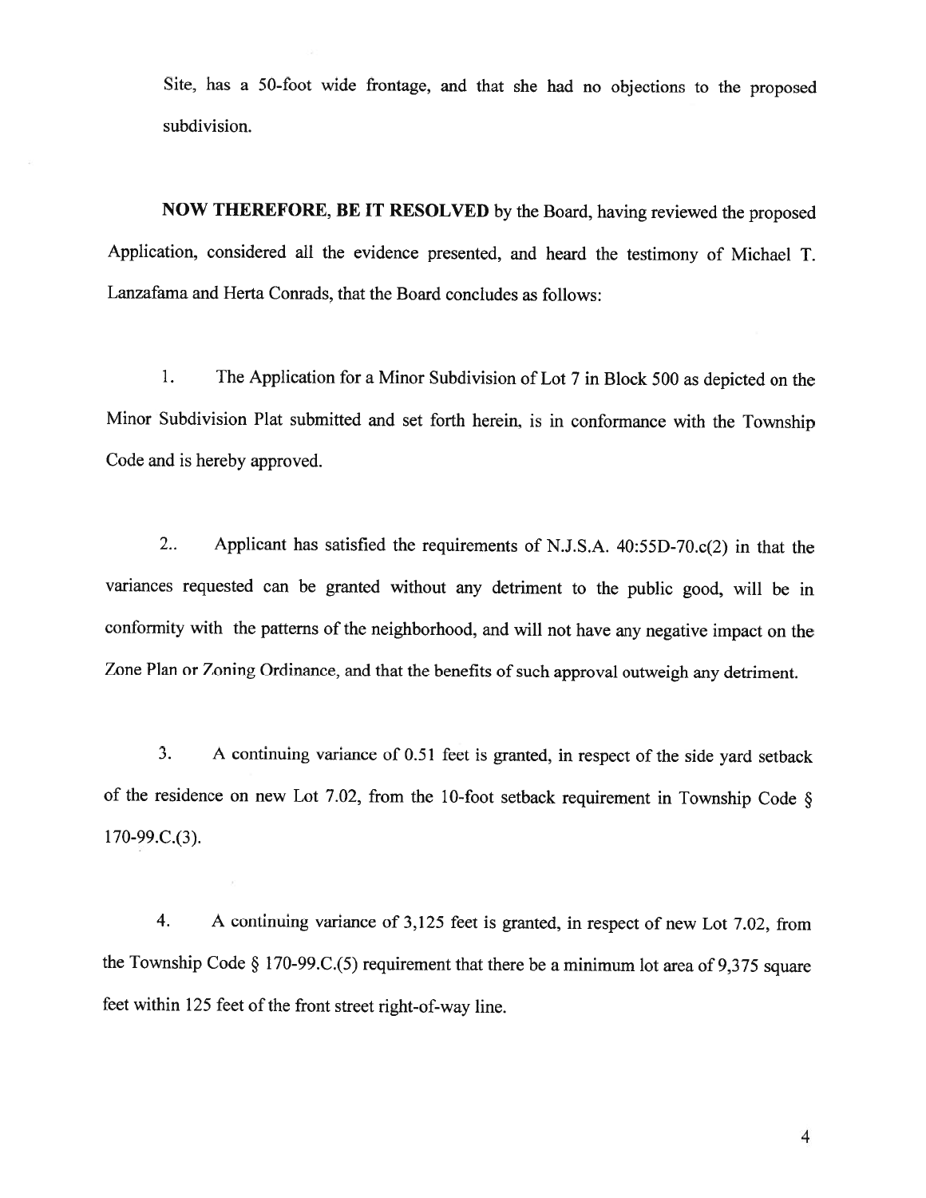Site, has a 50-foot wide frontage, and that she had no objections to the proposed subdivision.

**NOW THEREFORE, BE IT RESOLVED** by the Board, having reviewed the proposed Application, considered all the evidence presented, and heard the testimony of Michael T. Lanzafama and Herta Conrads, that the Board concludes as follows:

1. The Application for a Minor Subdivision of Lot 7 in Block 500 as depicted on the Minor Subdivision Plat submitted and set forth herein, is in conformance with the Township Code and is hereby approved.

2.. Applicant has satisfied the requirements of N.J.S.A. 40:55D-70.c(2) in that the variances requested can be granted without any detriment to the public good, will be in conformity with the patterns of the neighborhood, and will not have any negative impact on the Zone Plan or Zoning Ordinance, and that the benefits of such approval outweigh any detriment.

3. A continuing variance of 0.51 feet is granted, in respect of the side yard setback of the residence on new Lot 7.02, from the 10-foot setback requirement in Township Code § 170-99.C.(3).

4. A continuing variance of 3,125 feet is granted, in respect of new Lot 7.02, from the Township Code § 170-99.C.(5) requirement that there be a minimum lot area of 9,375 square feet within 125 feet of the front street right-of-way line.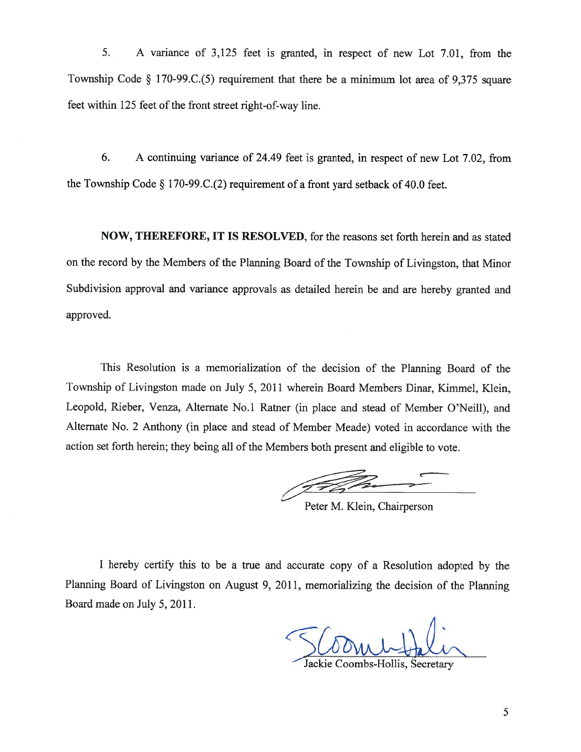5. A variance of 3,125 feet is granted, in respect of new Lot 7.01, from the Township Code § 170-99.C.(5) requirement that there be a minimum lot area of 9,375 square feet within 125 feet of the front street right-of-way line.

6. A continuing variance of 24.49 feet is granted, in respect of new Lot 7.02, from the Township Code § 170-99.C.(2) requirement of a front yard setback of 40.0 feet.

**NOW, THEREFORE, IT IS RESOLVED**, for the reasons set forth herein and as stated on the record by the Members of the Planning Board of the Township of Livingston, that Minor Subdivision approval and variance approvals as detailed herein be and are hereby granted and approved.

This Resolution is a memorialization of the decision of the Planning Board of the Township of Livingston made on July 5, 2011 wherein Board Members Dinar, Kimmel, Klein, Leopold, Rieber, Venza, Alternate No.1 Ratner (in place and stead of Member O'Neill), and Alternate No. 2 Anthony (in place and stead of Member Meade) voted in accordance with the action set forth herein; they being all of the Members both present and eligible to vote.

Peter M. Klein, Chairperson

I hereby certify this to be a true and accurate copy of a Resolution adopted by the Planning Board of Livingston on August 9, 2011, memorializing the decision of the Planning Board made on July 5, 2011.

Jackie Coombs-Hollis, Secretary